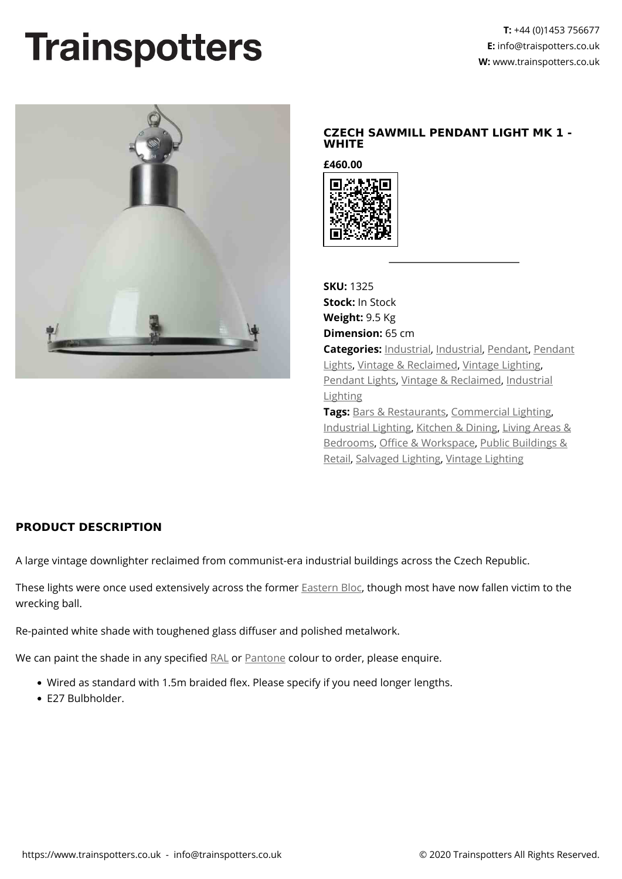# Trainspotters

**T:** +44 (0)1453 756677
**E:** info@traispotters.co.uk
**W:** www.trainspotters.co.uk

## CZECH SAWMILL PENDANT LIGHT MK 1 - WHITE

**£460.00**

**SKU:** 1325
**Stock:** In Stock
**Weight:** 9.5 Kg
**Dimension:** 65 cm
**Categories:** Industrial, Industrial, Pendant, Pendant Lights, Vintage & Reclaimed, Vintage Lighting, Pendant Lights, Vintage & Reclaimed, Industrial Lighting
**Tags:** Bars & Restaurants, Commercial Lighting, Industrial Lighting, Kitchen & Dining, Living Areas & Bedrooms, Office & Workspace, Public Buildings & Retail, Salvaged Lighting, Vintage Lighting

### PRODUCT DESCRIPTION

A large vintage downlighter reclaimed from communist-era industrial buildings across the Czech Republic.

These lights were once used extensively across the former Eastern Bloc, though most have now fallen victim to the wrecking ball.

Re-painted white shade with toughened glass diffuser and polished metalwork.

We can paint the shade in any specified RAL or Pantone colour to order, please enquire.

- Wired as standard with 1.5m braided flex. Please specify if you need longer lengths.
- E27 Bulbholder.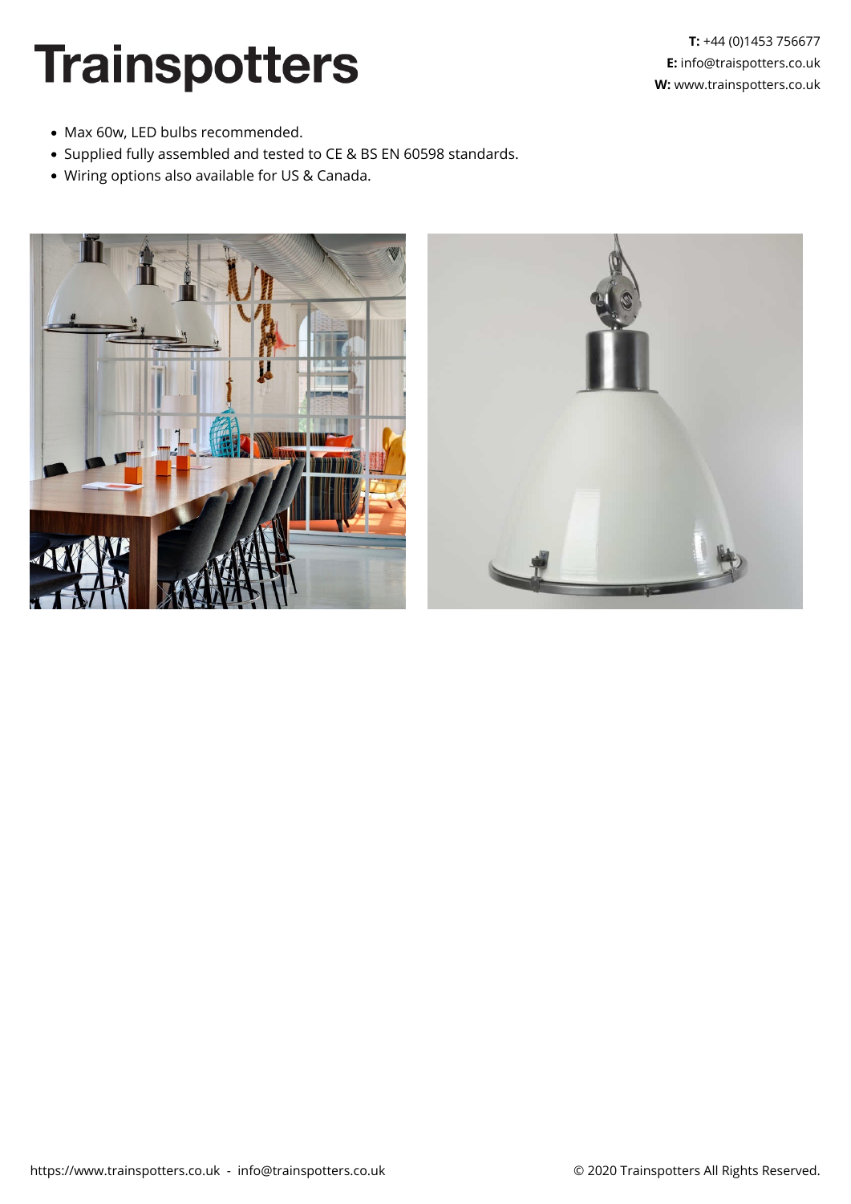# Trainspotters

**T:** +44 (0)1453 756677
**E:** info@traispotters.co.uk
**W:** www.trainspotters.co.uk

- Max 60w, LED bulbs recommended.
- Supplied fully assembled and tested to CE & BS EN 60598 standards.
- Wiring options also available for US & Canada.

https://www.trainspotters.co.uk - info@trainspotters.co.uk

© 2020 Trainspotters All Rights Reserved.